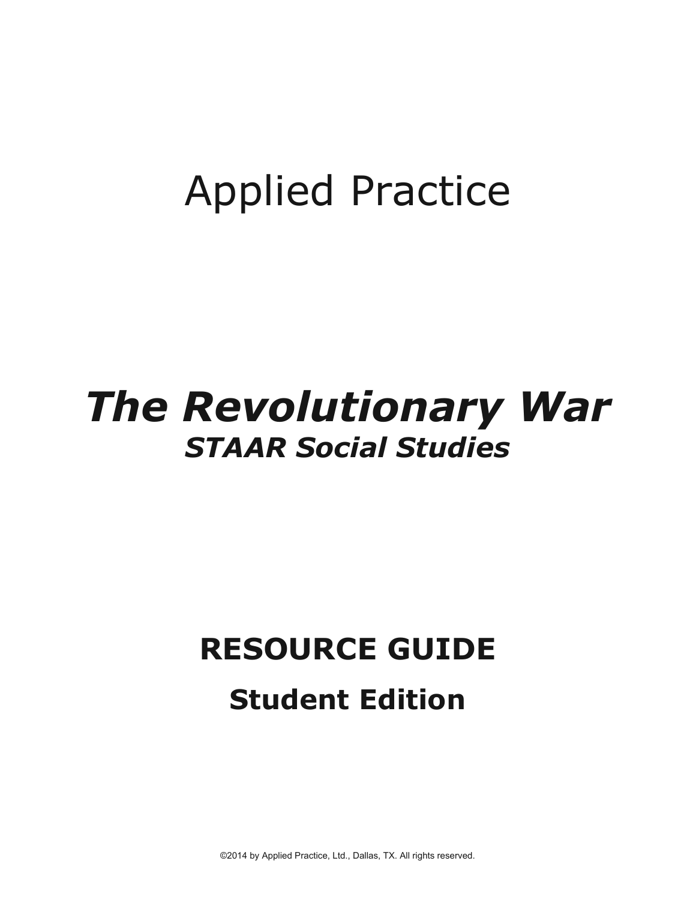# Applied Practice

# *The Revolutionary War*

## *STAAR Social Studies*

## RESOURCE GUIDE

### Student Edition

©2014 by Applied Practice, Ltd., Dallas, TX. All rights reserved.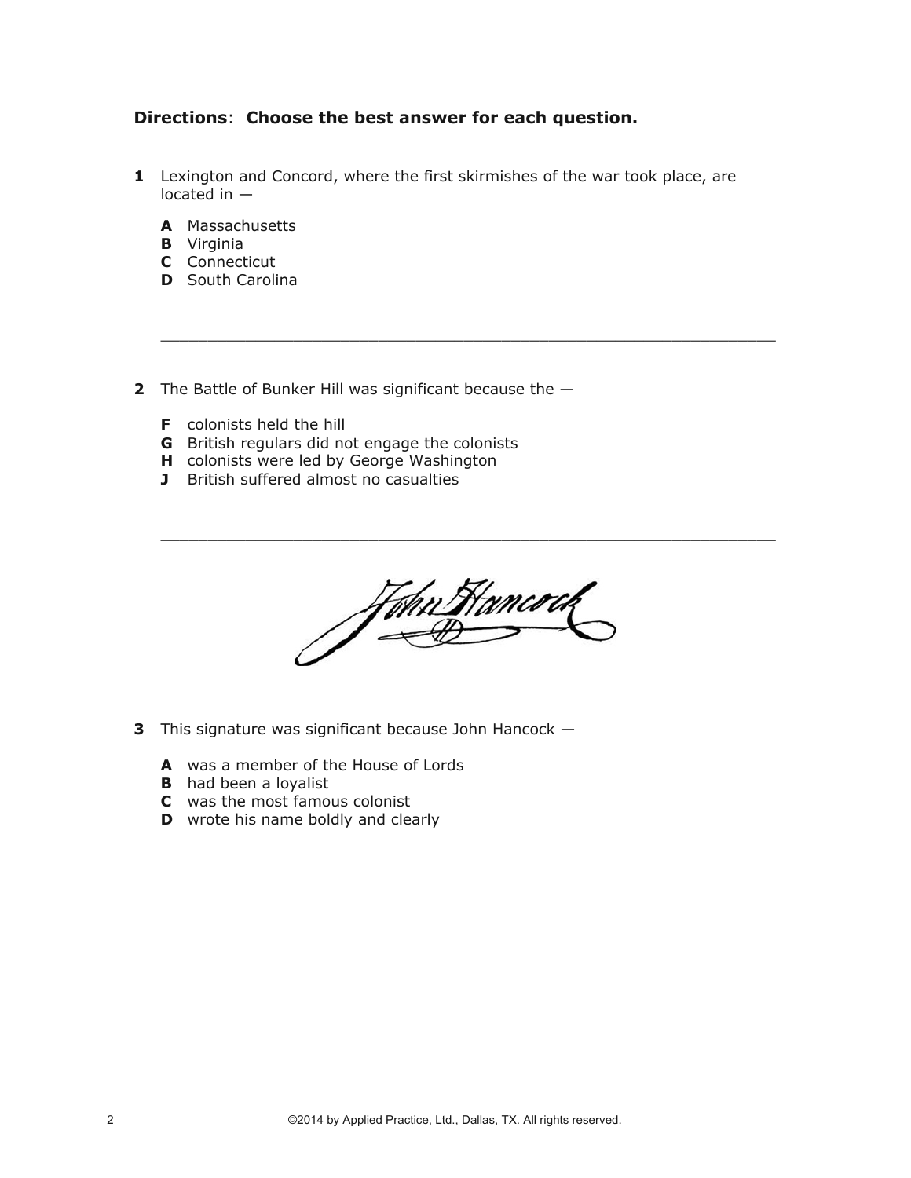**Directions**: **Choose the best answer for each question.**

**1** Lexington and Concord, where the first skirmishes of the war took place, are located in —

**A** Massachusetts
**B** Virginia
**C** Connecticut
**D** South Carolina

---

**2** The Battle of Bunker Hill was significant because the —

**F** colonists held the hill
**G** British regulars did not engage the colonists
**H** colonists were led by George Washington
**J** British suffered almost no casualties

---

**3** This signature was significant because John Hancock —

**A** was a member of the House of Lords
**B** had been a loyalist
**C** was the most famous colonist
**D** wrote his name boldly and clearly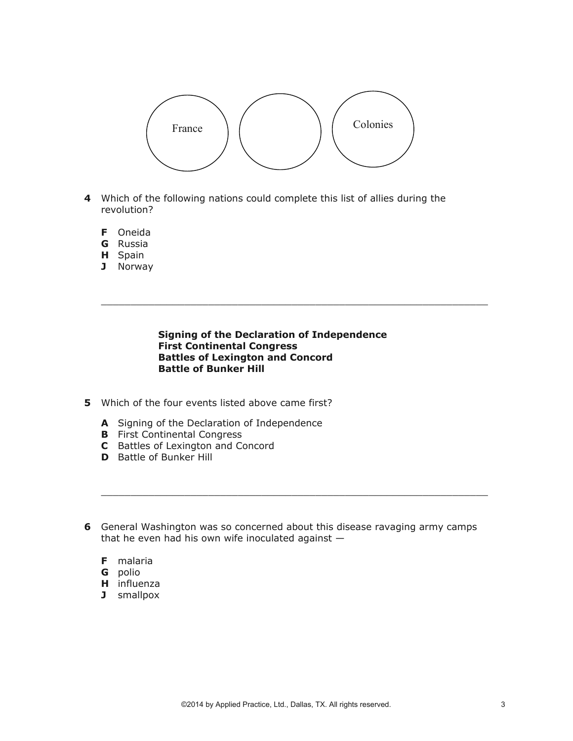France

Colonies

**4** Which of the following nations could complete this list of allies during the revolution?

- **F** Oneida
- **G** Russia
- **H** Spain
- **J** Norway

---

**Signing of the Declaration of Independence**
**First Continental Congress**
**Battles of Lexington and Concord**
**Battle of Bunker Hill**

**5** Which of the four events listed above came first?

- **A** Signing of the Declaration of Independence
- **B** First Continental Congress
- **C** Battles of Lexington and Concord
- **D** Battle of Bunker Hill

---

**6** General Washington was so concerned about this disease ravaging army camps that he even had his own wife inoculated against —

- **F** malaria
- **G** polio
- **H** influenza
- **J** smallpox

©2014 by Applied Practice, Ltd., Dallas, TX. All rights reserved.